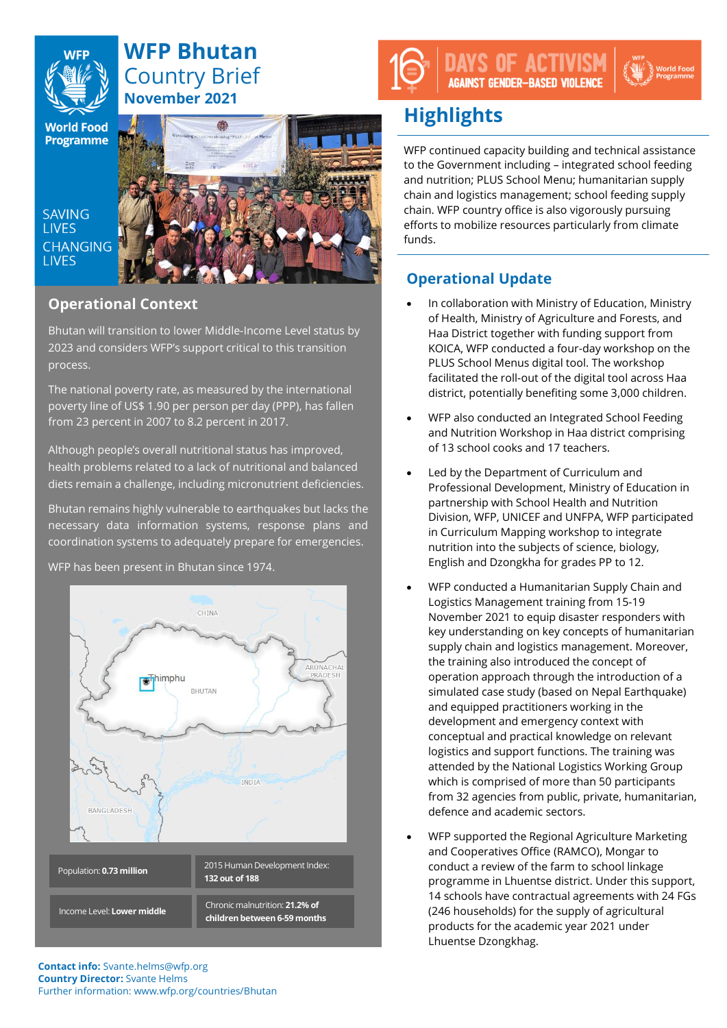# WFP Bhutan Country Brief

**November 2021**

SAVING LIVES CHANGING LIVES

## Operational Context

Bhutan will transition to lower Middle-Income Level status by 2023 and considers WFP's support critical to this transition process.

The national poverty rate, as measured by the international poverty line of US$ 1.90 per person per day (PPP), has fallen from 23 percent in 2007 to 8.2 percent in 2017.

Although people's overall nutritional status has improved, health problems related to a lack of nutritional and balanced diets remain a challenge, including micronutrient deficiencies.

Bhutan remains highly vulnerable to earthquakes but lacks the necessary data information systems, response plans and coordination systems to adequately prepare for emergencies.

WFP has been present in Bhutan since 1974.

| Population: **0.73 million** | 2015 Human Development Index: **132 out of 188** |
|---|---|
| Income Level: **Lower middle** | Chronic malnutrition: **21.2% of children between 6-59 months** |

**Contact info:** Svante.helms@wfp.org
**Country Director:** Svante Helms
Further information: www.wfp.org/countries/Bhutan

16 DAYS OF ACTIVISM AGAINST GENDER-BASED VIOLENCE

## Highlights

WFP continued capacity building and technical assistance to the Government including – integrated school feeding and nutrition; PLUS School Menu; humanitarian supply chain and logistics management; school feeding supply chain. WFP country office is also vigorously pursuing efforts to mobilize resources particularly from climate funds.

## Operational Update

- In collaboration with Ministry of Education, Ministry of Health, Ministry of Agriculture and Forests, and Haa District together with funding support from KOICA, WFP conducted a four-day workshop on the PLUS School Menus digital tool. The workshop facilitated the roll-out of the digital tool across Haa district, potentially benefiting some 3,000 children.
- WFP also conducted an Integrated School Feeding and Nutrition Workshop in Haa district comprising of 13 school cooks and 17 teachers.
- Led by the Department of Curriculum and Professional Development, Ministry of Education in partnership with School Health and Nutrition Division, WFP, UNICEF and UNFPA, WFP participated in Curriculum Mapping workshop to integrate nutrition into the subjects of science, biology, English and Dzongkha for grades PP to 12.
- WFP conducted a Humanitarian Supply Chain and Logistics Management training from 15-19 November 2021 to equip disaster responders with key understanding on key concepts of humanitarian supply chain and logistics management. Moreover, the training also introduced the concept of operation approach through the introduction of a simulated case study (based on Nepal Earthquake) and equipped practitioners working in the development and emergency context with conceptual and practical knowledge on relevant logistics and support functions. The training was attended by the National Logistics Working Group which is comprised of more than 50 participants from 32 agencies from public, private, humanitarian, defence and academic sectors.
- WFP supported the Regional Agriculture Marketing and Cooperatives Office (RAMCO), Mongar to conduct a review of the farm to school linkage programme in Lhuentse district. Under this support, 14 schools have contractual agreements with 24 FGs (246 households) for the supply of agricultural products for the academic year 2021 under Lhuentse Dzongkhag.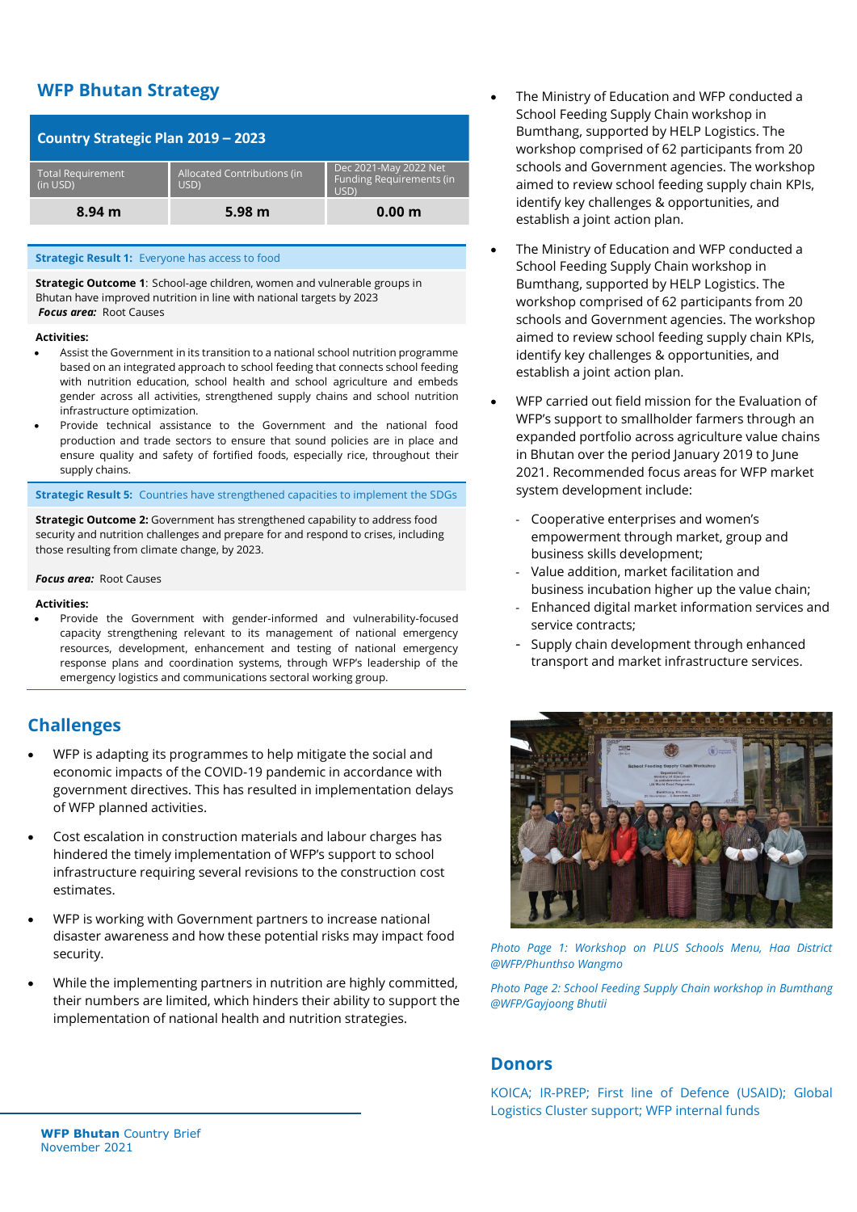## WFP Bhutan Strategy

### Country Strategic Plan 2019 – 2023

| Total Requirement (in USD) | Allocated Contributions (in USD) | Dec 2021-May 2022 Net Funding Requirements (in USD) |
|---|---|---|
| **8.94 m** | **5.98 m** | **0.00 m** |

**Strategic Result 1:** Everyone has access to food

**Strategic Outcome 1**: School-age children, women and vulnerable groups in Bhutan have improved nutrition in line with national targets by 2023
***Focus area:*** Root Causes

**Activities:**

- Assist the Government in its transition to a national school nutrition programme based on an integrated approach to school feeding that connects school feeding with nutrition education, school health and school agriculture and embeds gender across all activities, strengthened supply chains and school nutrition infrastructure optimization.
- Provide technical assistance to the Government and the national food production and trade sectors to ensure that sound policies are in place and ensure quality and safety of fortified foods, especially rice, throughout their supply chains.

**Strategic Result 5:** Countries have strengthened capacities to implement the SDGs

**Strategic Outcome 2:** Government has strengthened capability to address food security and nutrition challenges and prepare for and respond to crises, including those resulting from climate change, by 2023.

***Focus area:*** Root Causes

**Activities:**

- Provide the Government with gender-informed and vulnerability-focused capacity strengthening relevant to its management of national emergency resources, development, enhancement and testing of national emergency response plans and coordination systems, through WFP's leadership of the emergency logistics and communications sectoral working group.

## Challenges

- WFP is adapting its programmes to help mitigate the social and economic impacts of the COVID-19 pandemic in accordance with government directives. This has resulted in implementation delays of WFP planned activities.
- Cost escalation in construction materials and labour charges has hindered the timely implementation of WFP's support to school infrastructure requiring several revisions to the construction cost estimates.
- WFP is working with Government partners to increase national disaster awareness and how these potential risks may impact food security.
- While the implementing partners in nutrition are highly committed, their numbers are limited, which hinders their ability to support the implementation of national health and nutrition strategies.

- The Ministry of Education and WFP conducted a School Feeding Supply Chain workshop in Bumthang, supported by HELP Logistics. The workshop comprised of 62 participants from 20 schools and Government agencies. The workshop aimed to review school feeding supply chain KPIs, identify key challenges & opportunities, and establish a joint action plan.
- The Ministry of Education and WFP conducted a School Feeding Supply Chain workshop in Bumthang, supported by HELP Logistics. The workshop comprised of 62 participants from 20 schools and Government agencies. The workshop aimed to review school feeding supply chain KPIs, identify key challenges & opportunities, and establish a joint action plan.
- WFP carried out field mission for the Evaluation of WFP's support to smallholder farmers through an expanded portfolio across agriculture value chains in Bhutan over the period January 2019 to June 2021. Recommended focus areas for WFP market system development include:
  - Cooperative enterprises and women's empowerment through market, group and business skills development;
  - Value addition, market facilitation and business incubation higher up the value chain;
  - Enhanced digital market information services and service contracts;
  - Supply chain development through enhanced transport and market infrastructure services.

*Photo Page 1: Workshop on PLUS Schools Menu, Haa District @WFP/Phunthso Wangmo*

*Photo Page 2: School Feeding Supply Chain workshop in Bumthang @WFP/Gayjoong Bhutii*

## Donors

KOICA; IR-PREP; First line of Defence (USAID); Global Logistics Cluster support; WFP internal funds